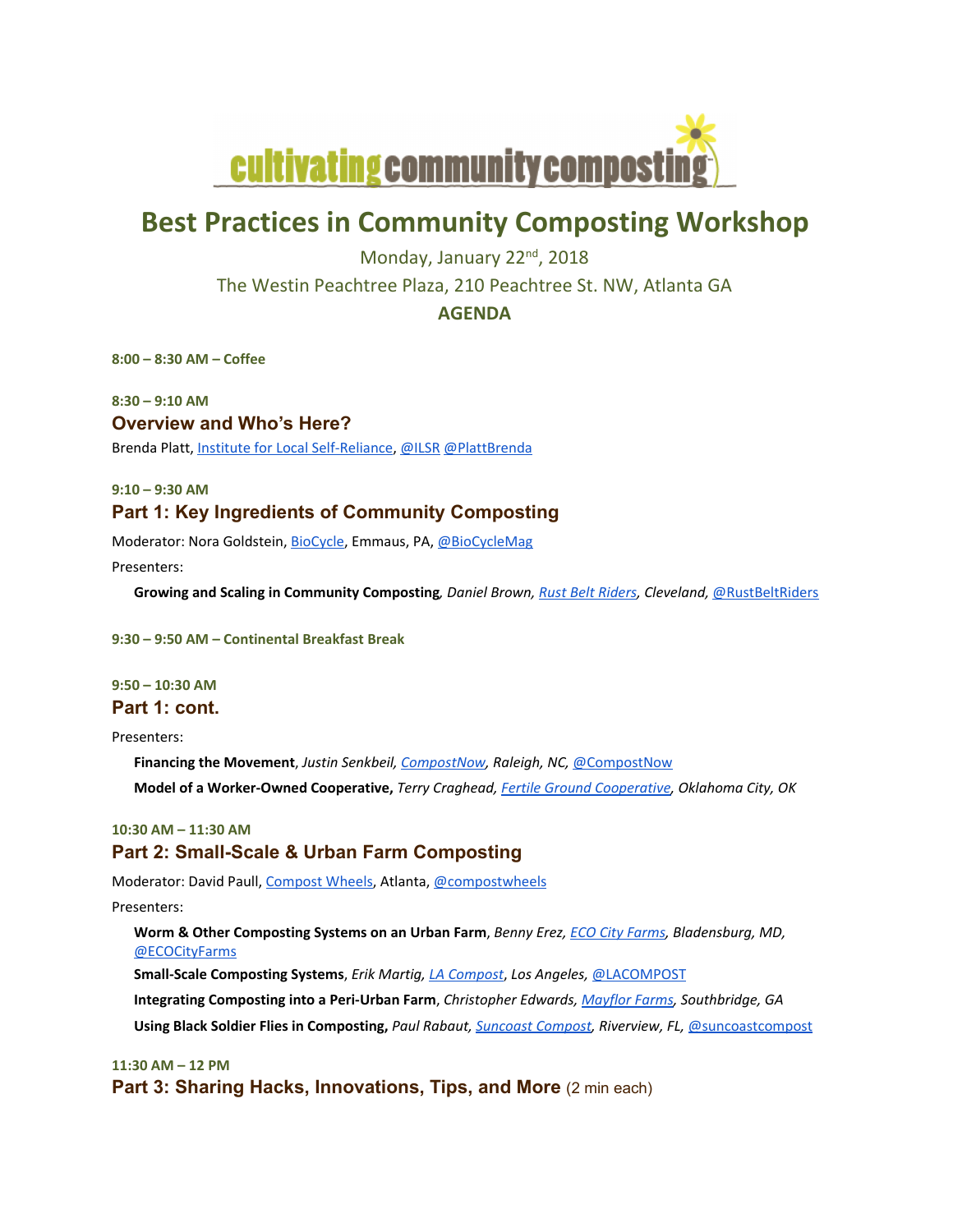cultivating community composting

# Best Practices in Community Composting Workshop

Monday, January 22nd, 2018

The Westin Peachtree Plaza, 210 Peachtree St. NW, Atlanta GA

**AGENDA**

**8:00 – 8:30 AM – Coffee**

**8:30 – 9:10 AM**

## Overview and Who's Here?

Brenda Platt, Institute for Local Self-Reliance, @ILSR @PlattBrenda

**9:10 – 9:30 AM**

## Part 1: Key Ingredients of Community Composting

Moderator: Nora Goldstein, BioCycle, Emmaus, PA, @BioCycleMag

Presenters:

- **Growing and Scaling in Community Composting**, *Daniel Brown, Rust Belt Riders, Cleveland,* @RustBeltRiders

**9:30 – 9:50 AM – Continental Breakfast Break**

**9:50 – 10:30 AM**

## Part 1: cont.

Presenters:

- **Financing the Movement**, *Justin Senkbeil, CompostNow, Raleigh, NC,* @CompostNow
- **Model of a Worker-Owned Cooperative,** *Terry Craghead, Fertile Ground Cooperative, Oklahoma City, OK*

**10:30 AM – 11:30 AM**

## Part 2: Small-Scale & Urban Farm Composting

Moderator: David Paull, Compost Wheels, Atlanta, @compostwheels

Presenters:

- **Worm & Other Composting Systems on an Urban Farm**, *Benny Erez, ECO City Farms, Bladensburg, MD,* @ECOCityFarms
- **Small-Scale Composting Systems**, *Erik Martig, LA Compost, Los Angeles,* @LACOMPOST
- **Integrating Composting into a Peri-Urban Farm**, *Christopher Edwards, Mayflor Farms, Southbridge, GA*
- **Using Black Soldier Flies in Composting,** *Paul Rabaut, Suncoast Compost, Riverview, FL,* @suncoastcompost

**11:30 AM – 12 PM**

## Part 3: Sharing Hacks, Innovations, Tips, and More (2 min each)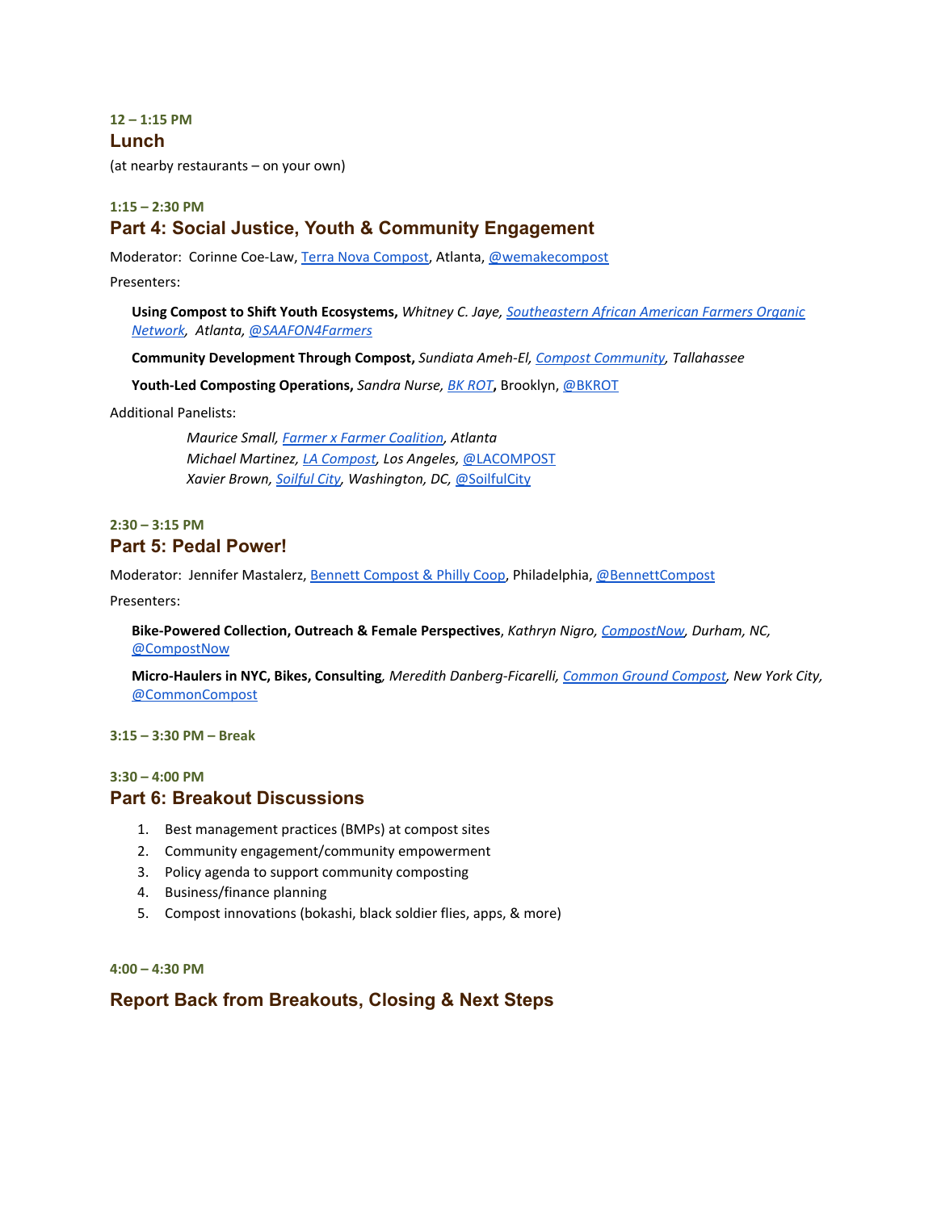**12 – 1:15 PM**

## Lunch

(at nearby restaurants – on your own)

**1:15 – 2:30 PM**

## Part 4: Social Justice, Youth & Community Engagement

Moderator: Corinne Coe-Law, Terra Nova Compost, Atlanta, @wemakecompost

Presenters:

> **Using Compost to Shift Youth Ecosystems,** *Whitney C. Jaye, Southeastern African American Farmers Organic Network, Atlanta, @SAAFON4Farmers*
>
> **Community Development Through Compost,** *Sundiata Ameh-El, Compost Community, Tallahassee*
>
> **Youth-Led Composting Operations,** *Sandra Nurse, BK ROT*, Brooklyn, @BKROT

Additional Panelists:

> *Maurice Small, Farmer x Farmer Coalition, Atlanta*
> *Michael Martinez, LA Compost, Los Angeles, @LACOMPOST*
> *Xavier Brown, Soilful City, Washington, DC, @SoilfulCity*

**2:30 – 3:15 PM**

## Part 5: Pedal Power!

Moderator: Jennifer Mastalerz, Bennett Compost & Philly Coop, Philadelphia, @BennettCompost

Presenters:

> **Bike-Powered Collection, Outreach & Female Perspectives**, *Kathryn Nigro, CompostNow, Durham, NC,* @CompostNow
>
> **Micro-Haulers in NYC, Bikes, Consulting**, *Meredith Danberg-Ficarelli, Common Ground Compost, New York City,* @CommonCompost

**3:15 – 3:30 PM – Break**

**3:30 – 4:00 PM**

## Part 6: Breakout Discussions

1. Best management practices (BMPs) at compost sites
2. Community engagement/community empowerment
3. Policy agenda to support community composting
4. Business/finance planning
5. Compost innovations (bokashi, black soldier flies, apps, & more)

**4:00 – 4:30 PM**

## Report Back from Breakouts, Closing & Next Steps